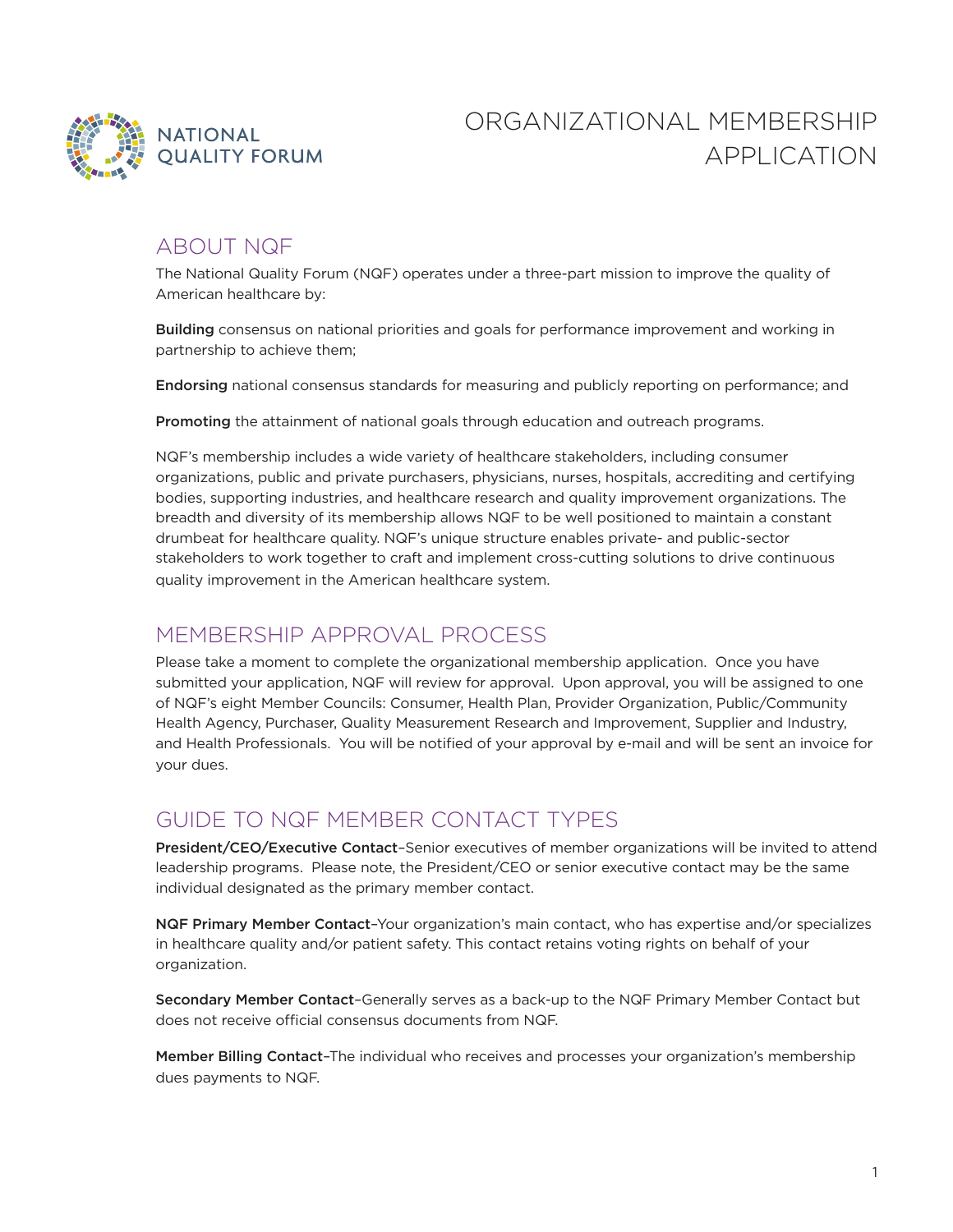NATIONAL QUALITY FORUM

# ORGANIZATIONAL MEMBERSHIP APPLICATION

## ABOUT NQF

The National Quality Forum (NQF) operates under a three-part mission to improve the quality of American healthcare by:

**Building** consensus on national priorities and goals for performance improvement and working in partnership to achieve them;

**Endorsing** national consensus standards for measuring and publicly reporting on performance; and

**Promoting** the attainment of national goals through education and outreach programs.

NQF's membership includes a wide variety of healthcare stakeholders, including consumer organizations, public and private purchasers, physicians, nurses, hospitals, accrediting and certifying bodies, supporting industries, and healthcare research and quality improvement organizations. The breadth and diversity of its membership allows NQF to be well positioned to maintain a constant drumbeat for healthcare quality. NQF's unique structure enables private- and public-sector stakeholders to work together to craft and implement cross-cutting solutions to drive continuous quality improvement in the American healthcare system.

## MEMBERSHIP APPROVAL PROCESS

Please take a moment to complete the organizational membership application. Once you have submitted your application, NQF will review for approval. Upon approval, you will be assigned to one of NQF's eight Member Councils: Consumer, Health Plan, Provider Organization, Public/Community Health Agency, Purchaser, Quality Measurement Research and Improvement, Supplier and Industry, and Health Professionals. You will be notified of your approval by e-mail and will be sent an invoice for your dues.

## GUIDE TO NQF MEMBER CONTACT TYPES

**President/CEO/Executive Contact**–Senior executives of member organizations will be invited to attend leadership programs. Please note, the President/CEO or senior executive contact may be the same individual designated as the primary member contact.

**NQF Primary Member Contact**–Your organization's main contact, who has expertise and/or specializes in healthcare quality and/or patient safety. This contact retains voting rights on behalf of your organization.

**Secondary Member Contact**–Generally serves as a back-up to the NQF Primary Member Contact but does not receive official consensus documents from NQF.

**Member Billing Contact**–The individual who receives and processes your organization's membership dues payments to NQF.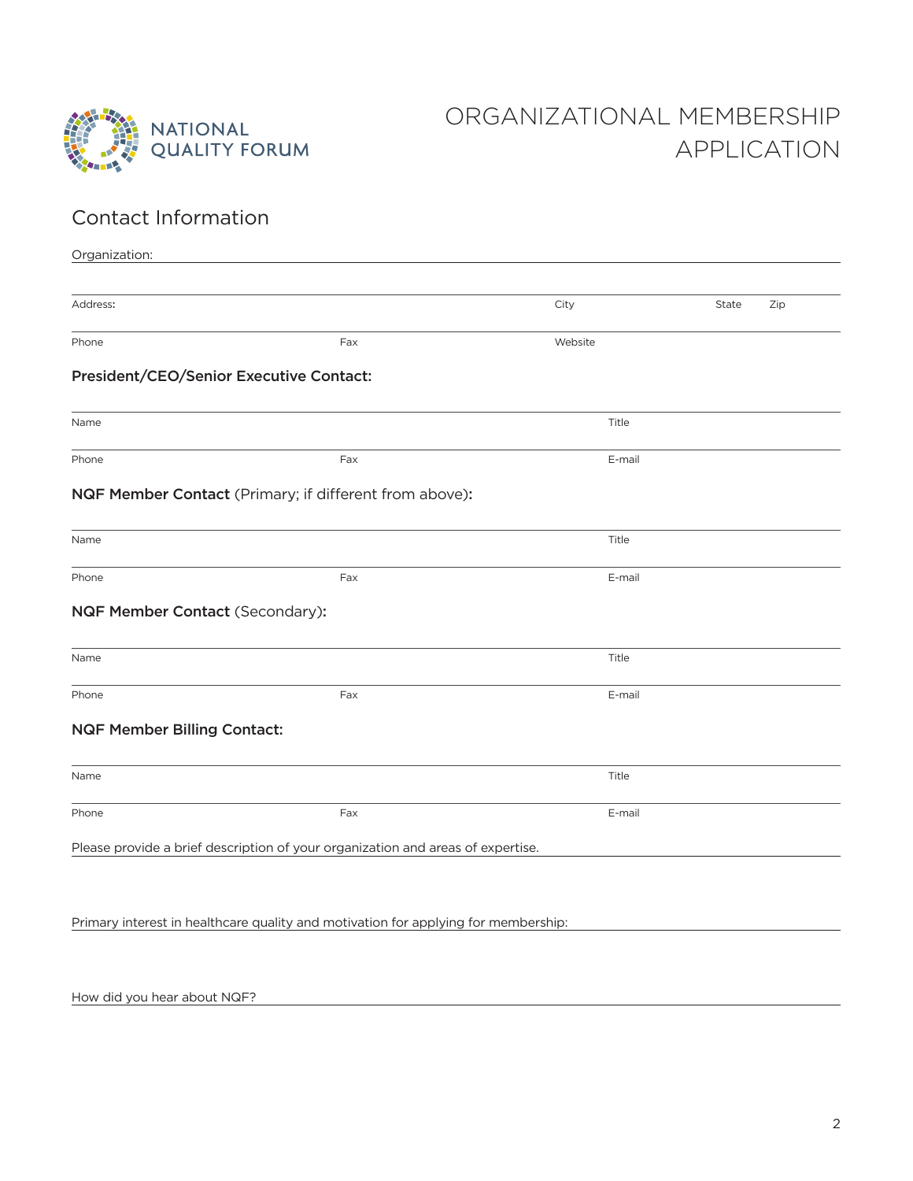NATIONAL QUALITY FORUM

# ORGANIZATIONAL MEMBERSHIP APPLICATION

## Contact Information

Organization:

Address: City State Zip

Phone Fax Website

### President/CEO/Senior Executive Contact:

Name Title

Phone Fax E-mail

### NQF Member Contact (Primary; if different from above):

Name Title

Phone Fax E-mail

### NQF Member Contact (Secondary):

Name Title

Phone Fax E-mail

### NQF Member Billing Contact:

Name Title

Phone Fax E-mail

Please provide a brief description of your organization and areas of expertise.

Primary interest in healthcare quality and motivation for applying for membership:

How did you hear about NQF?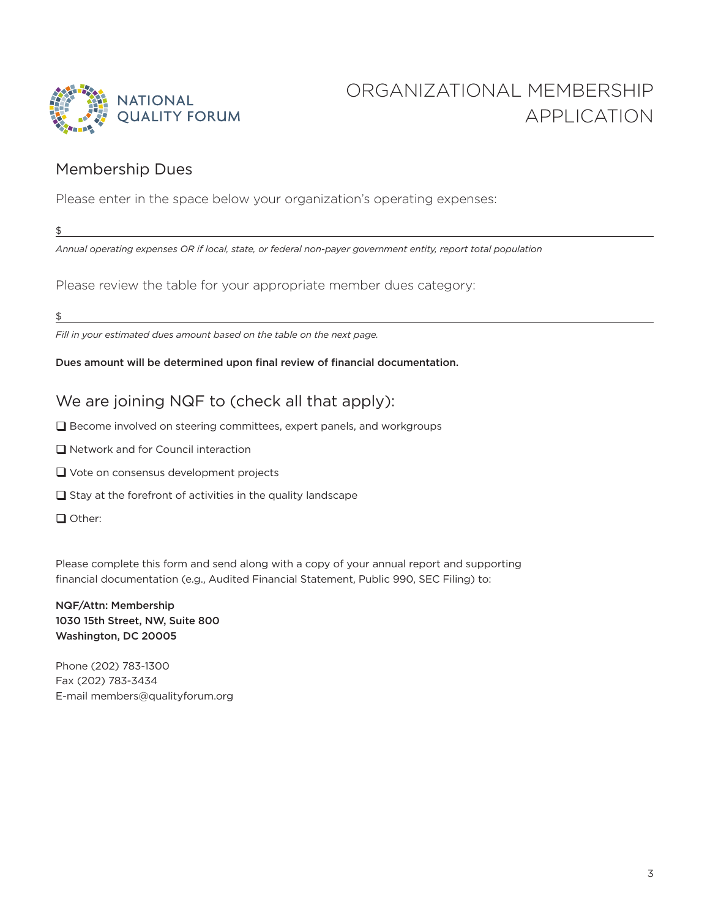# ORGANIZATIONAL MEMBERSHIP APPLICATION

## Membership Dues

Please enter in the space below your organization's operating expenses:

$ ____________________________________________

*Annual operating expenses OR if local, state, or federal non-payer government entity, report total population*

Please review the table for your appropriate member dues category:

$ ____________________________________________

*Fill in your estimated dues amount based on the table on the next page.*

**Dues amount will be determined upon final review of financial documentation.**

## We are joining NQF to (check all that apply):

- ❑ Become involved on steering committees, expert panels, and workgroups
- ❑ Network and for Council interaction
- ❑ Vote on consensus development projects
- ❑ Stay at the forefront of activities in the quality landscape
- ❑ Other:

Please complete this form and send along with a copy of your annual report and supporting financial documentation (e.g., Audited Financial Statement, Public 990, SEC Filing) to:

**NQF/Attn: Membership**
**1030 15th Street, NW, Suite 800**
**Washington, DC 20005**

Phone (202) 783-1300
Fax (202) 783-3434
E-mail members@qualityforum.org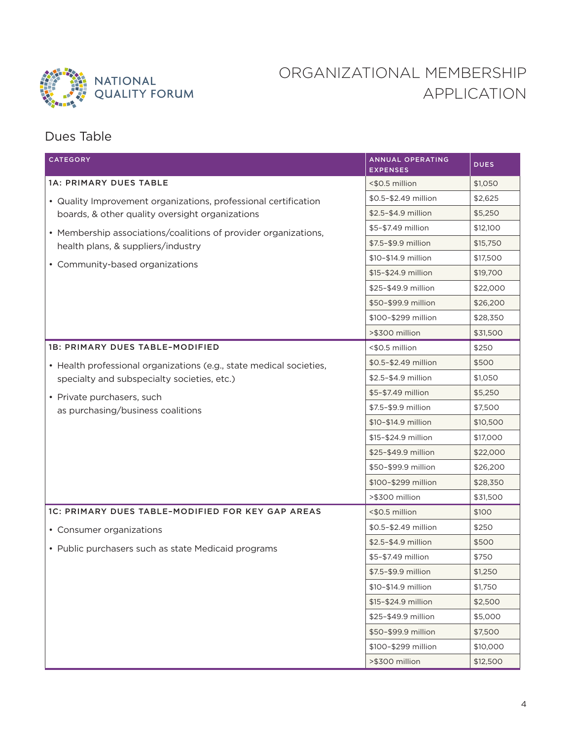# ORGANIZATIONAL MEMBERSHIP APPLICATION

## Dues Table

| CATEGORY | ANNUAL OPERATING EXPENSES | DUES |
|---|---|---|
| **1A: PRIMARY DUES TABLE** | <$0.5 million | $1,050 |
| • Quality Improvement organizations, professional certification boards, & other quality oversight organizations | $0.5–$2.49 million | $2,625 |
| | $2.5–$4.9 million | $5,250 |
| • Membership associations/coalitions of provider organizations, health plans, & suppliers/industry | $5–$7.49 million | $12,100 |
| | $7.5–$9.9 million | $15,750 |
| • Community-based organizations | $10–$14.9 million | $17,500 |
| | $15–$24.9 million | $19,700 |
| | $25–$49.9 million | $22,000 |
| | $50–$99.9 million | $26,200 |
| | $100–$299 million | $28,350 |
| | >$300 million | $31,500 |
| **1B: PRIMARY DUES TABLE–MODIFIED** | <$0.5 million | $250 |
| • Health professional organizations (e.g., state medical societies, specialty and subspecialty societies, etc.) | $0.5–$2.49 million | $500 |
| | $2.5–$4.9 million | $1,050 |
| • Private purchasers, such as purchasing/business coalitions | $5–$7.49 million | $5,250 |
| | $7.5–$9.9 million | $7,500 |
| | $10–$14.9 million | $10,500 |
| | $15–$24.9 million | $17,000 |
| | $25–$49.9 million | $22,000 |
| | $50–$99.9 million | $26,200 |
| | $100–$299 million | $28,350 |
| | >$300 million | $31,500 |
| **1C: PRIMARY DUES TABLE–MODIFIED FOR KEY GAP AREAS** | <$0.5 million | $100 |
| • Consumer organizations | $0.5–$2.49 million | $250 |
| • Public purchasers such as state Medicaid programs | $2.5–$4.9 million | $500 |
| | $5–$7.49 million | $750 |
| | $7.5–$9.9 million | $1,250 |
| | $10–$14.9 million | $1,750 |
| | $15–$24.9 million | $2,500 |
| | $25–$49.9 million | $5,000 |
| | $50–$99.9 million | $7,500 |
| | $100–$299 million | $10,000 |
| | >$300 million | $12,500 |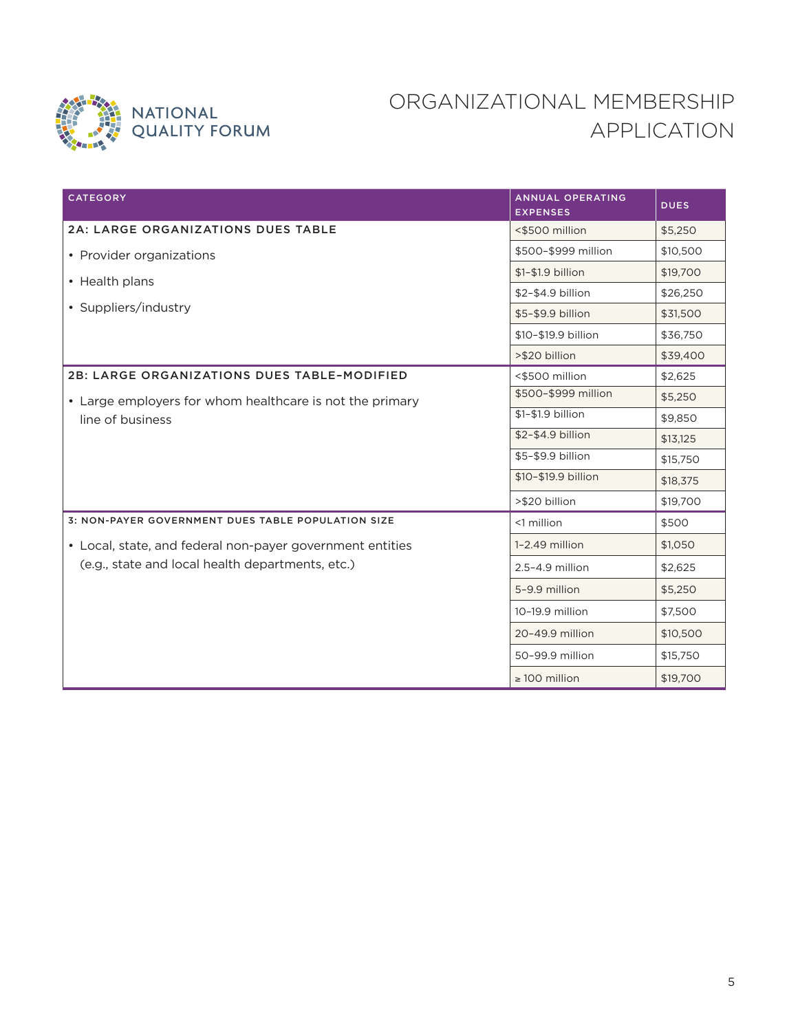# ORGANIZATIONAL MEMBERSHIP APPLICATION

| CATEGORY | ANNUAL OPERATING EXPENSES | DUES |
|---|---|---|
| **2A: LARGE ORGANIZATIONS DUES TABLE** | <$500 million | $5,250 |
| • Provider organizations | $500–$999 million | $10,500 |
| • Health plans | $1–$1.9 billion | $19,700 |
| • Suppliers/industry | $2–$4.9 billion | $26,250 |
| | $5–$9.9 billion | $31,500 |
| | $10–$19.9 billion | $36,750 |
| | >$20 billion | $39,400 |
| **2B: LARGE ORGANIZATIONS DUES TABLE–MODIFIED** | <$500 million | $2,625 |
| • Large employers for whom healthcare is not the primary line of business | $500–$999 million | $5,250 |
| | $1–$1.9 billion | $9,850 |
| | $2–$4.9 billion | $13,125 |
| | $5–$9.9 billion | $15,750 |
| | $10–$19.9 billion | $18,375 |
| | >$20 billion | $19,700 |
| **3: NON-PAYER GOVERNMENT DUES TABLE POPULATION SIZE** | <1 million | $500 |
| • Local, state, and federal non-payer government entities (e.g., state and local health departments, etc.) | 1–2.49 million | $1,050 |
| | 2.5–4.9 million | $2,625 |
| | 5–9.9 million | $5,250 |
| | 10–19.9 million | $7,500 |
| | 20–49.9 million | $10,500 |
| | 50–99.9 million | $15,750 |
| | ≥ 100 million | $19,700 |